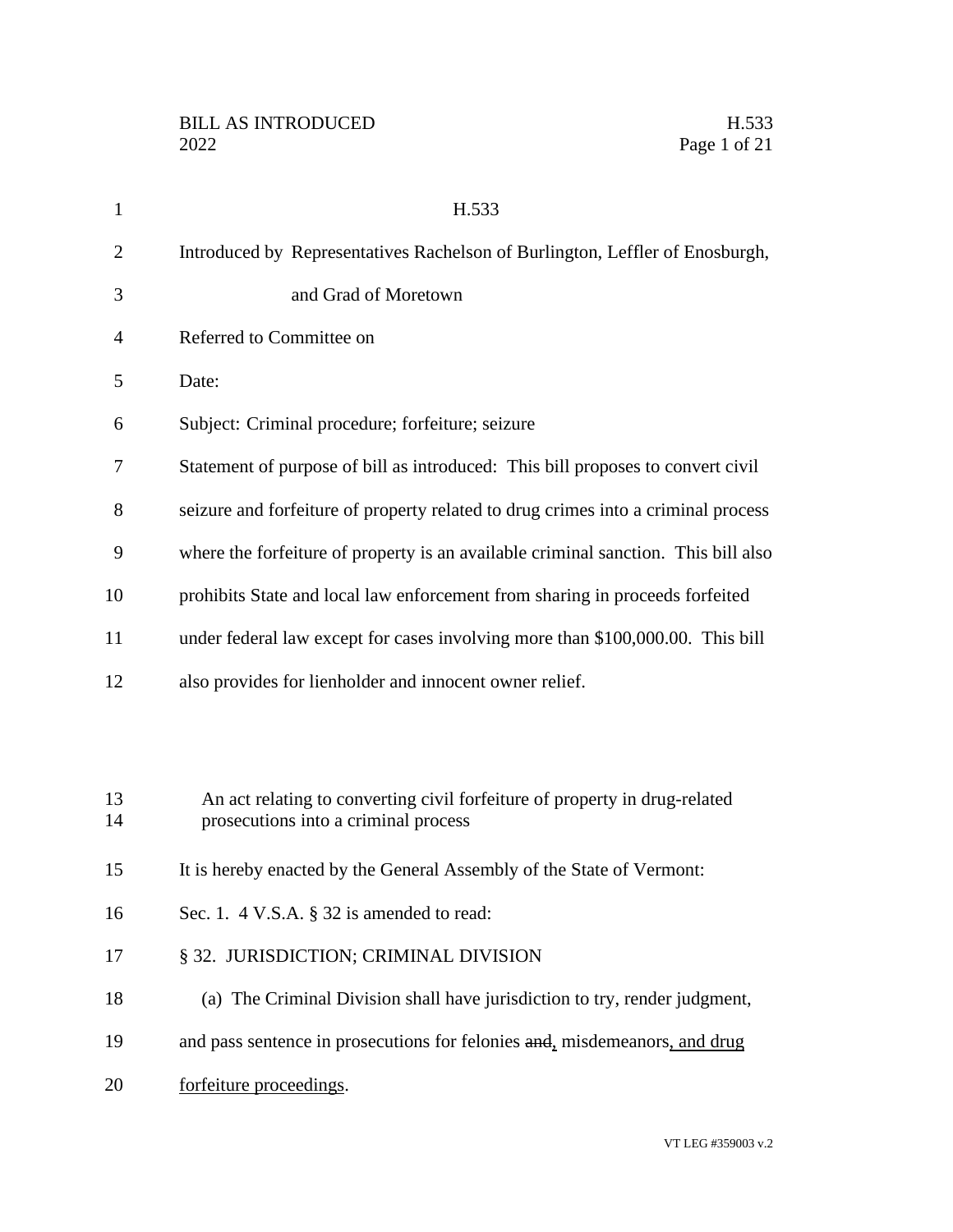# H.533

Introduced by Representatives Rachelson of Burlington, Leffler of Enosburgh, and Grad of Moretown

Referred to Committee on

Date:

Subject: Criminal procedure; forfeiture; seizure

Statement of purpose of bill as introduced: This bill proposes to convert civil seizure and forfeiture of property related to drug crimes into a criminal process where the forfeiture of property is an available criminal sanction. This bill also prohibits State and local law enforcement from sharing in proceeds forfeited under federal law except for cases involving more than $100,000.00. This bill also provides for lienholder and innocent owner relief.

An act relating to converting civil forfeiture of property in drug-related prosecutions into a criminal process

It is hereby enacted by the General Assembly of the State of Vermont:

Sec. 1. 4 V.S.A. § 32 is amended to read:

§ 32. JURISDICTION; CRIMINAL DIVISION

(a) The Criminal Division shall have jurisdiction to try, render judgment, and pass sentence in prosecutions for felonies ~~and~~, misdemeanors, and drug forfeiture proceedings.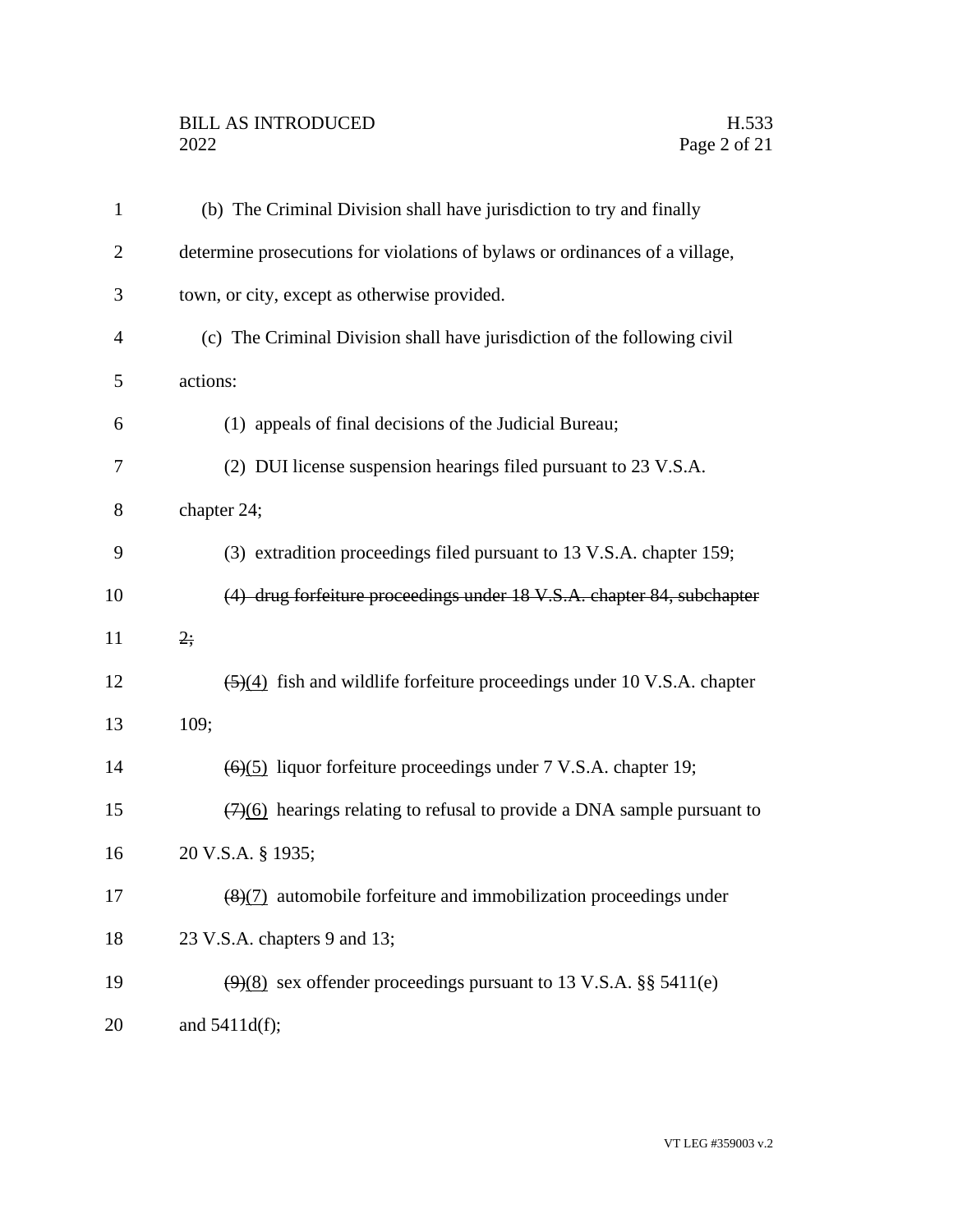(b) The Criminal Division shall have jurisdiction to try and finally determine prosecutions for violations of bylaws or ordinances of a village, town, or city, except as otherwise provided.

(c) The Criminal Division shall have jurisdiction of the following civil actions:

(1) appeals of final decisions of the Judicial Bureau;

(2) DUI license suspension hearings filed pursuant to 23 V.S.A. chapter 24;

(3) extradition proceedings filed pursuant to 13 V.S.A. chapter 159;

~~(4) drug forfeiture proceedings under 18 V.S.A. chapter 84, subchapter 2;~~

~~(5)~~(4) fish and wildlife forfeiture proceedings under 10 V.S.A. chapter 109;

~~(6)~~(5) liquor forfeiture proceedings under 7 V.S.A. chapter 19;

~~(7)~~(6) hearings relating to refusal to provide a DNA sample pursuant to 20 V.S.A. § 1935;

~~(8)~~(7) automobile forfeiture and immobilization proceedings under 23 V.S.A. chapters 9 and 13;

~~(9)~~(8) sex offender proceedings pursuant to 13 V.S.A. §§ 5411(e) and 5411d(f);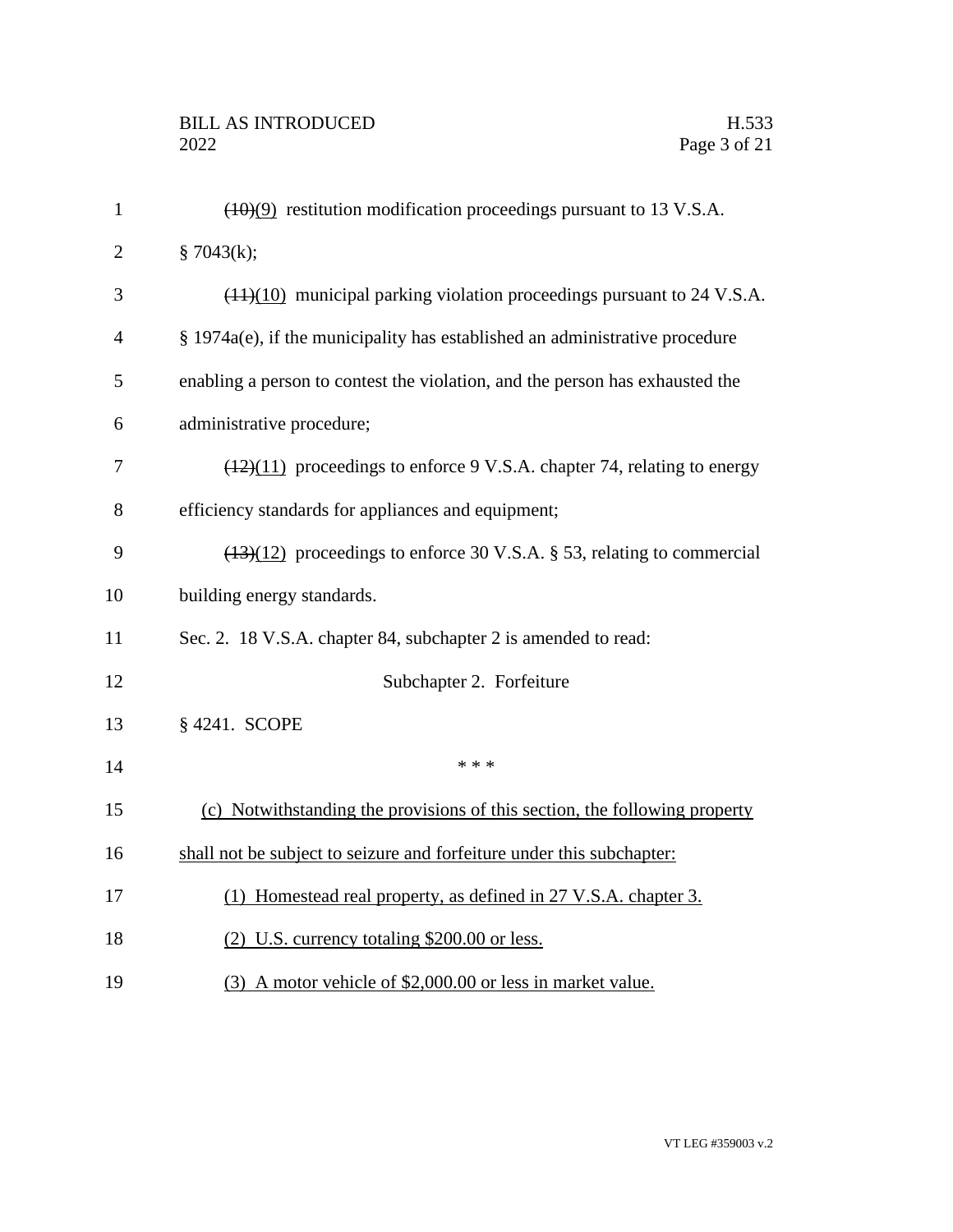~~(10)~~(9) restitution modification proceedings pursuant to 13 V.S.A. § 7043(k);

~~(11)~~(10) municipal parking violation proceedings pursuant to 24 V.S.A. § 1974a(e), if the municipality has established an administrative procedure enabling a person to contest the violation, and the person has exhausted the administrative procedure;

~~(12)~~(11) proceedings to enforce 9 V.S.A. chapter 74, relating to energy efficiency standards for appliances and equipment;

~~(13)~~(12) proceedings to enforce 30 V.S.A. § 53, relating to commercial building energy standards.

Sec. 2. 18 V.S.A. chapter 84, subchapter 2 is amended to read:

Subchapter 2. Forfeiture

§ 4241. SCOPE

\* \* \*

(c) Notwithstanding the provisions of this section, the following property shall not be subject to seizure and forfeiture under this subchapter:

(1) Homestead real property, as defined in 27 V.S.A. chapter 3.

(2) U.S. currency totaling $200.00 or less.

(3) A motor vehicle of $2,000.00 or less in market value.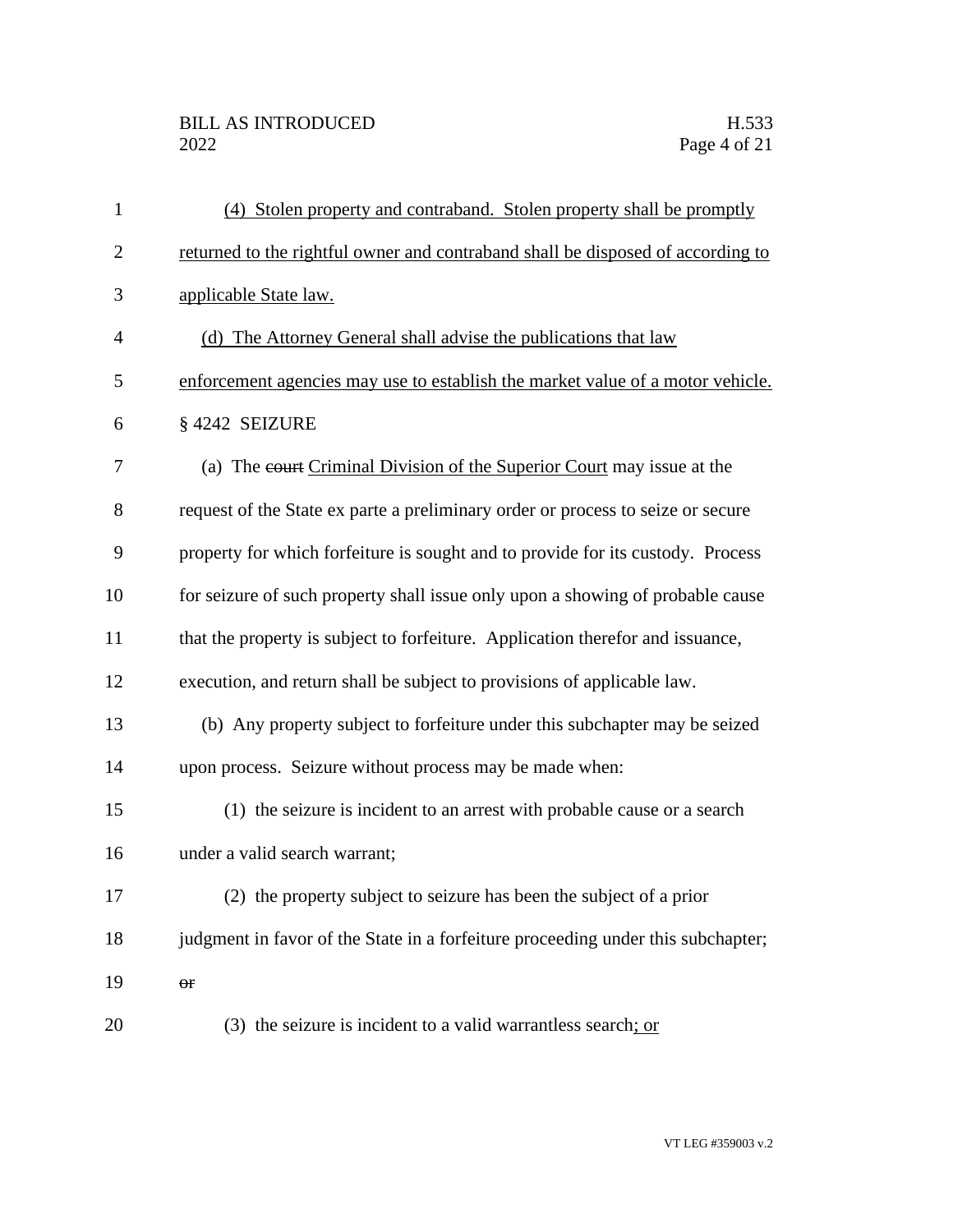(4) Stolen property and contraband. Stolen property shall be promptly returned to the rightful owner and contraband shall be disposed of according to applicable State law.

(d) The Attorney General shall advise the publications that law enforcement agencies may use to establish the market value of a motor vehicle.

§ 4242 SEIZURE

(a) The ~~court~~ Criminal Division of the Superior Court may issue at the request of the State ex parte a preliminary order or process to seize or secure property for which forfeiture is sought and to provide for its custody. Process for seizure of such property shall issue only upon a showing of probable cause that the property is subject to forfeiture. Application therefor and issuance, execution, and return shall be subject to provisions of applicable law.

(b) Any property subject to forfeiture under this subchapter may be seized upon process. Seizure without process may be made when:

(1) the seizure is incident to an arrest with probable cause or a search under a valid search warrant;

(2) the property subject to seizure has been the subject of a prior judgment in favor of the State in a forfeiture proceeding under this subchapter; ~~or~~

(3) the seizure is incident to a valid warrantless search; or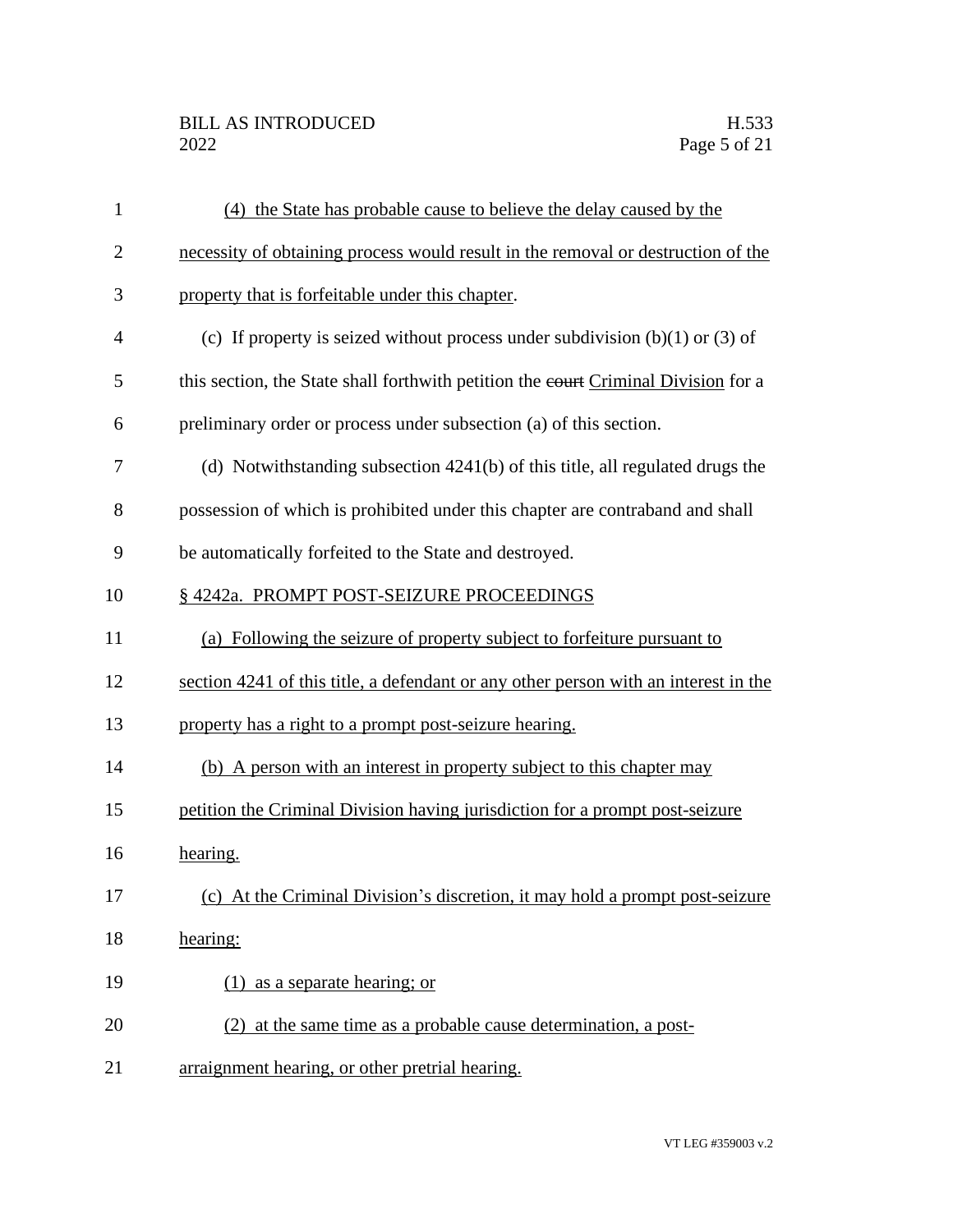(4) the State has probable cause to believe the delay caused by the necessity of obtaining process would result in the removal or destruction of the property that is forfeitable under this chapter.

(c) If property is seized without process under subdivision (b)(1) or (3) of this section, the State shall forthwith petition the ~~court~~ Criminal Division for a preliminary order or process under subsection (a) of this section.

(d) Notwithstanding subsection 4241(b) of this title, all regulated drugs the possession of which is prohibited under this chapter are contraband and shall be automatically forfeited to the State and destroyed.

§ 4242a. PROMPT POST-SEIZURE PROCEEDINGS

(a) Following the seizure of property subject to forfeiture pursuant to section 4241 of this title, a defendant or any other person with an interest in the property has a right to a prompt post-seizure hearing.

(b) A person with an interest in property subject to this chapter may petition the Criminal Division having jurisdiction for a prompt post-seizure hearing.

(c) At the Criminal Division's discretion, it may hold a prompt post-seizure hearing:

(1) as a separate hearing; or

(2) at the same time as a probable cause determination, a post-arraignment hearing, or other pretrial hearing.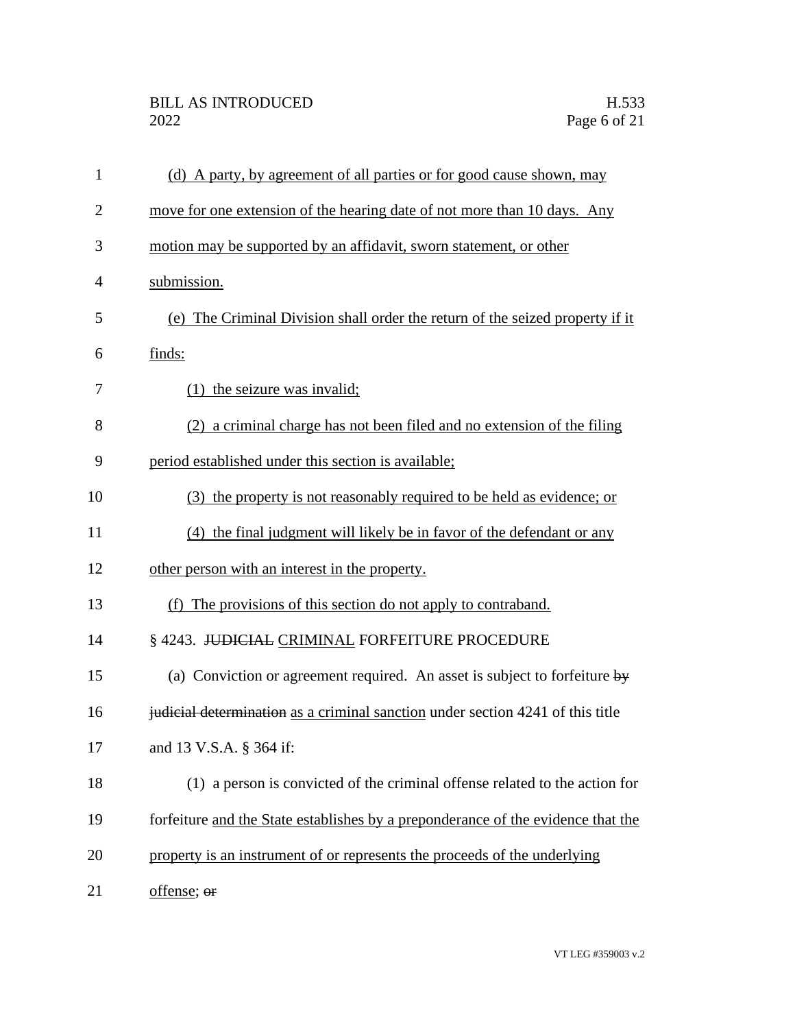(d) A party, by agreement of all parties or for good cause shown, may move for one extension of the hearing date of not more than 10 days. Any motion may be supported by an affidavit, sworn statement, or other submission.

(e) The Criminal Division shall order the return of the seized property if it finds:

(1) the seizure was invalid;

(2) a criminal charge has not been filed and no extension of the filing period established under this section is available;

(3) the property is not reasonably required to be held as evidence; or

(4) the final judgment will likely be in favor of the defendant or any other person with an interest in the property.

(f) The provisions of this section do not apply to contraband.

§ 4243. ~~JUDICIAL~~ CRIMINAL FORFEITURE PROCEDURE

(a) Conviction or agreement required. An asset is subject to forfeiture ~~by judicial determination~~ as a criminal sanction under section 4241 of this title and 13 V.S.A. § 364 if:

(1) a person is convicted of the criminal offense related to the action for forfeiture and the State establishes by a preponderance of the evidence that the property is an instrument of or represents the proceeds of the underlying offense; ~~or~~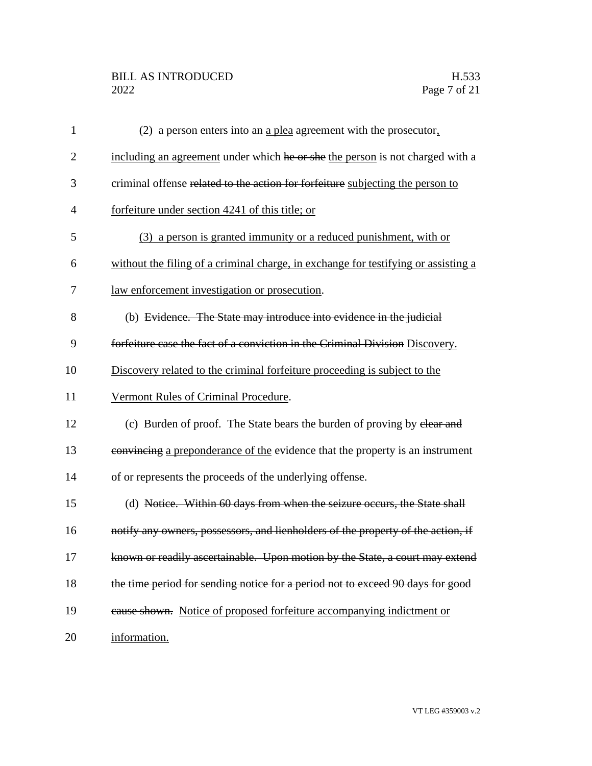(2) a person enters into ~~an~~ <u>a plea</u> agreement with the prosecutor<u>,</u> <u>including an agreement</u> under which ~~he or she~~ <u>the person</u> is not charged with a criminal offense ~~related to the action for forfeiture~~ <u>subjecting the person to forfeiture under section 4241 of this title; or</u>

<u>(3) a person is granted immunity or a reduced punishment, with or without the filing of a criminal charge, in exchange for testifying or assisting a law enforcement investigation or prosecution</u>.

(b) ~~Evidence. The State may introduce into evidence in the judicial forfeiture case the fact of a conviction in the Criminal Division~~ <u>Discovery. Discovery related to the criminal forfeiture proceeding is subject to the Vermont Rules of Criminal Procedure</u>.

(c) Burden of proof. The State bears the burden of proving by ~~clear and convincing~~ <u>a preponderance of the</u> evidence that the property is an instrument of or represents the proceeds of the underlying offense.

(d) ~~Notice. Within 60 days from when the seizure occurs, the State shall notify any owners, possessors, and lienholders of the property of the action, if known or readily ascertainable. Upon motion by the State, a court may extend the time period for sending notice for a period not to exceed 90 days for good cause shown.~~ <u>Notice of proposed forfeiture accompanying indictment or information.</u>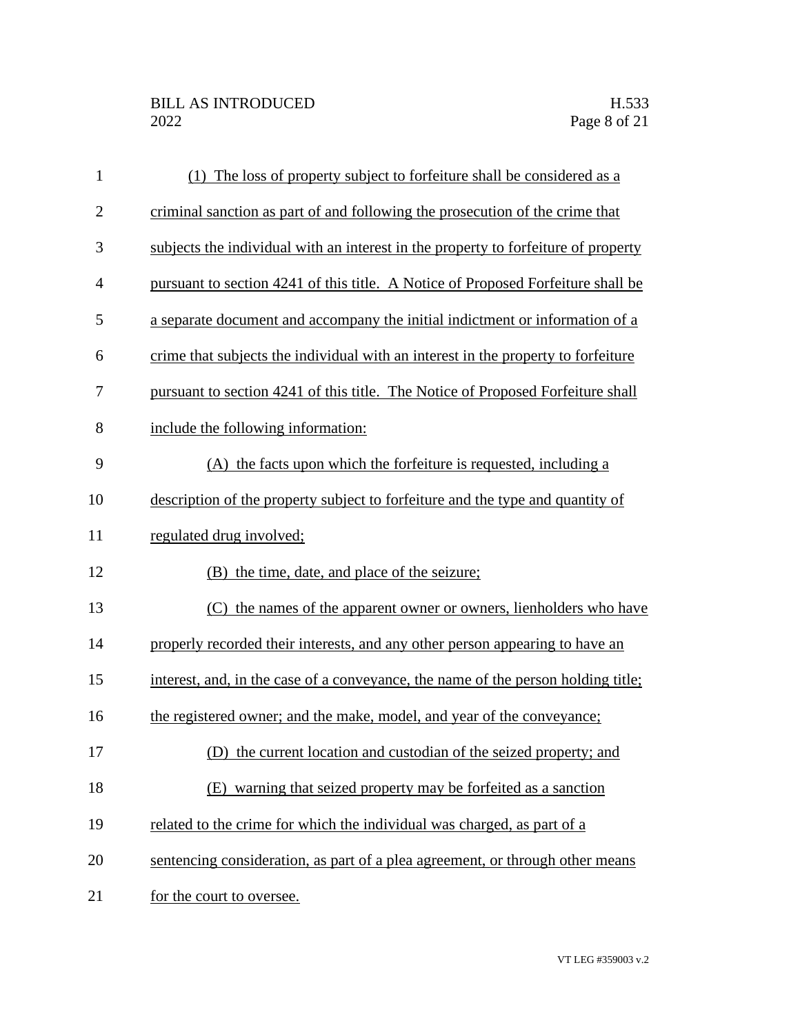(1) The loss of property subject to forfeiture shall be considered as a criminal sanction as part of and following the prosecution of the crime that subjects the individual with an interest in the property to forfeiture of property pursuant to section 4241 of this title. A Notice of Proposed Forfeiture shall be a separate document and accompany the initial indictment or information of a crime that subjects the individual with an interest in the property to forfeiture pursuant to section 4241 of this title. The Notice of Proposed Forfeiture shall include the following information:

(A) the facts upon which the forfeiture is requested, including a description of the property subject to forfeiture and the type and quantity of regulated drug involved;

(B) the time, date, and place of the seizure;

(C) the names of the apparent owner or owners, lienholders who have properly recorded their interests, and any other person appearing to have an interest, and, in the case of a conveyance, the name of the person holding title; the registered owner; and the make, model, and year of the conveyance;

(D) the current location and custodian of the seized property; and

(E) warning that seized property may be forfeited as a sanction related to the crime for which the individual was charged, as part of a sentencing consideration, as part of a plea agreement, or through other means for the court to oversee.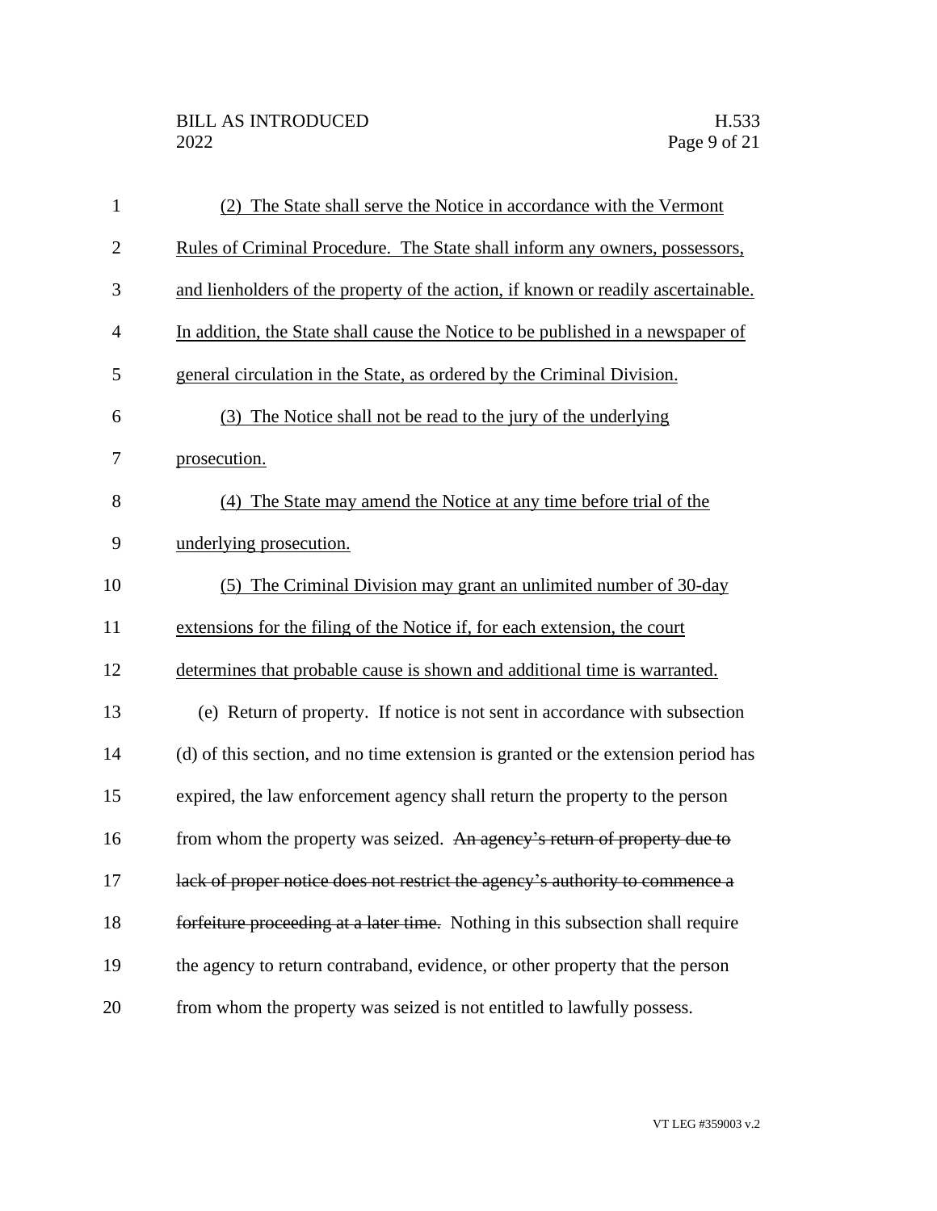(2) The State shall serve the Notice in accordance with the Vermont Rules of Criminal Procedure. The State shall inform any owners, possessors, and lienholders of the property of the action, if known or readily ascertainable. In addition, the State shall cause the Notice to be published in a newspaper of general circulation in the State, as ordered by the Criminal Division.

(3) The Notice shall not be read to the jury of the underlying prosecution.

(4) The State may amend the Notice at any time before trial of the underlying prosecution.

(5) The Criminal Division may grant an unlimited number of 30-day extensions for the filing of the Notice if, for each extension, the court determines that probable cause is shown and additional time is warranted.

(e) Return of property. If notice is not sent in accordance with subsection (d) of this section, and no time extension is granted or the extension period has expired, the law enforcement agency shall return the property to the person from whom the property was seized. ~~An agency's return of property due to lack of proper notice does not restrict the agency's authority to commence a forfeiture proceeding at a later time.~~ Nothing in this subsection shall require the agency to return contraband, evidence, or other property that the person from whom the property was seized is not entitled to lawfully possess.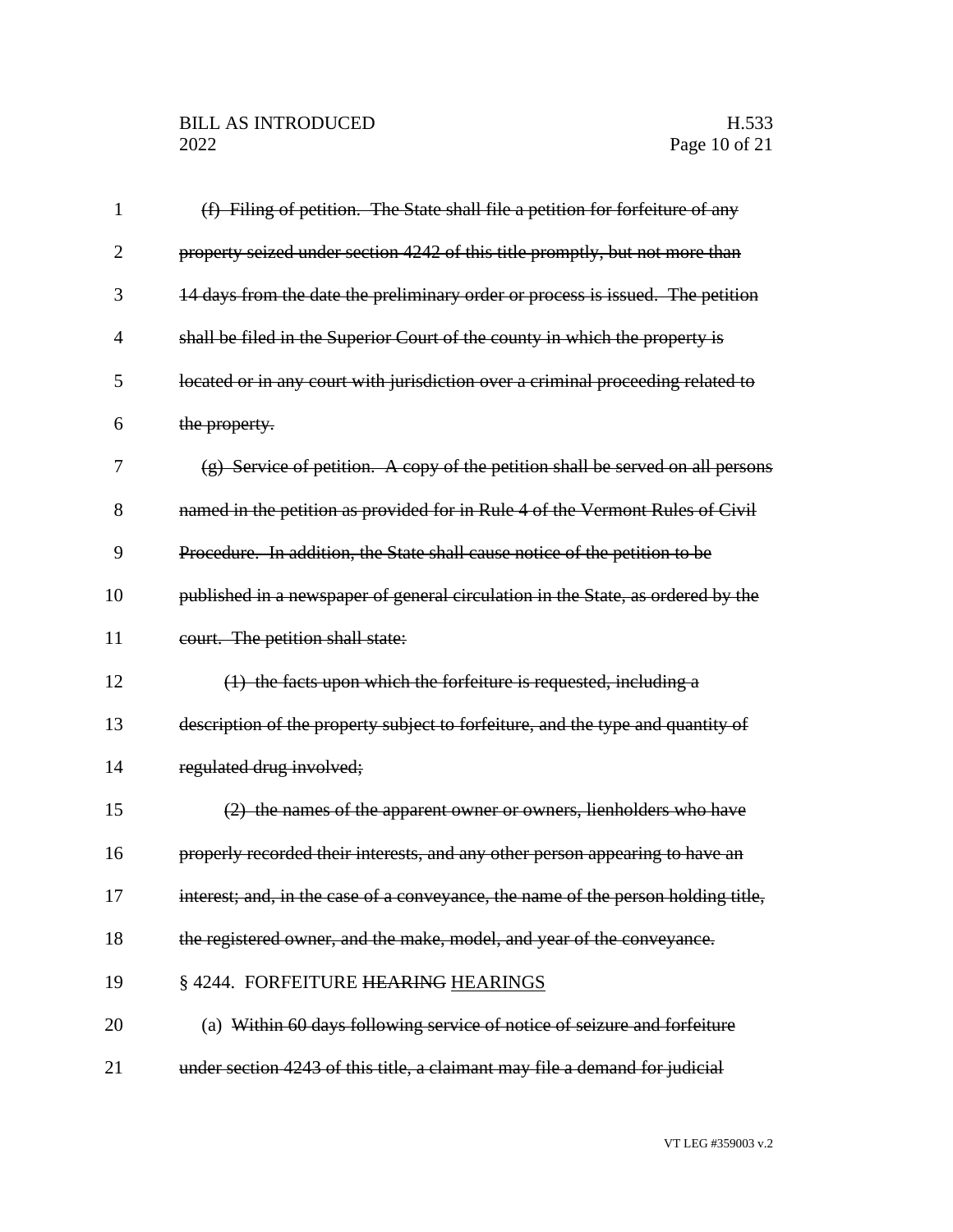~~(f) Filing of petition. The State shall file a petition for forfeiture of any property seized under section 4242 of this title promptly, but not more than 14 days from the date the preliminary order or process is issued. The petition shall be filed in the Superior Court of the county in which the property is located or in any court with jurisdiction over a criminal proceeding related to the property.~~

~~(g) Service of petition. A copy of the petition shall be served on all persons named in the petition as provided for in Rule 4 of the Vermont Rules of Civil Procedure. In addition, the State shall cause notice of the petition to be published in a newspaper of general circulation in the State, as ordered by the court. The petition shall state:~~

~~(1) the facts upon which the forfeiture is requested, including a description of the property subject to forfeiture, and the type and quantity of regulated drug involved;~~

~~(2) the names of the apparent owner or owners, lienholders who have properly recorded their interests, and any other person appearing to have an interest; and, in the case of a conveyance, the name of the person holding title, the registered owner, and the make, model, and year of the conveyance.~~

§ 4244. FORFEITURE ~~HEARING~~ <u>HEARINGS</u>

(a) ~~Within 60 days following service of notice of seizure and forfeiture under section 4243 of this title, a claimant may file a demand for judicial~~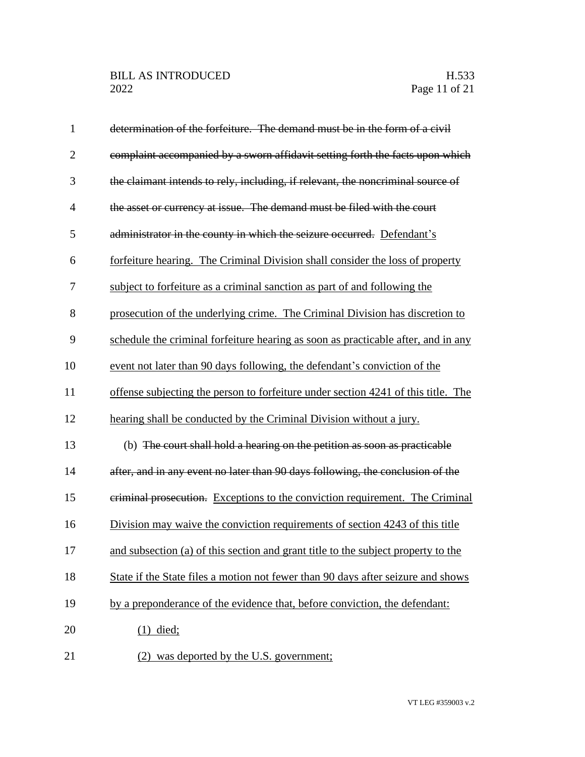~~determination of the forfeiture. The demand must be in the form of a civil complaint accompanied by a sworn affidavit setting forth the facts upon which the claimant intends to rely, including, if relevant, the noncriminal source of the asset or currency at issue. The demand must be filed with the court administrator in the county in which the seizure occurred.~~ Defendant's forfeiture hearing. The Criminal Division shall consider the loss of property subject to forfeiture as a criminal sanction as part of and following the prosecution of the underlying crime. The Criminal Division has discretion to schedule the criminal forfeiture hearing as soon as practicable after, and in any event not later than 90 days following, the defendant's conviction of the offense subjecting the person to forfeiture under section 4241 of this title. The hearing shall be conducted by the Criminal Division without a jury.

(b) ~~The court shall hold a hearing on the petition as soon as practicable after, and in any event no later than 90 days following, the conclusion of the criminal prosecution.~~ Exceptions to the conviction requirement. The Criminal Division may waive the conviction requirements of section 4243 of this title and subsection (a) of this section and grant title to the subject property to the State if the State files a motion not fewer than 90 days after seizure and shows by a preponderance of the evidence that, before conviction, the defendant:

(1) died;

(2) was deported by the U.S. government;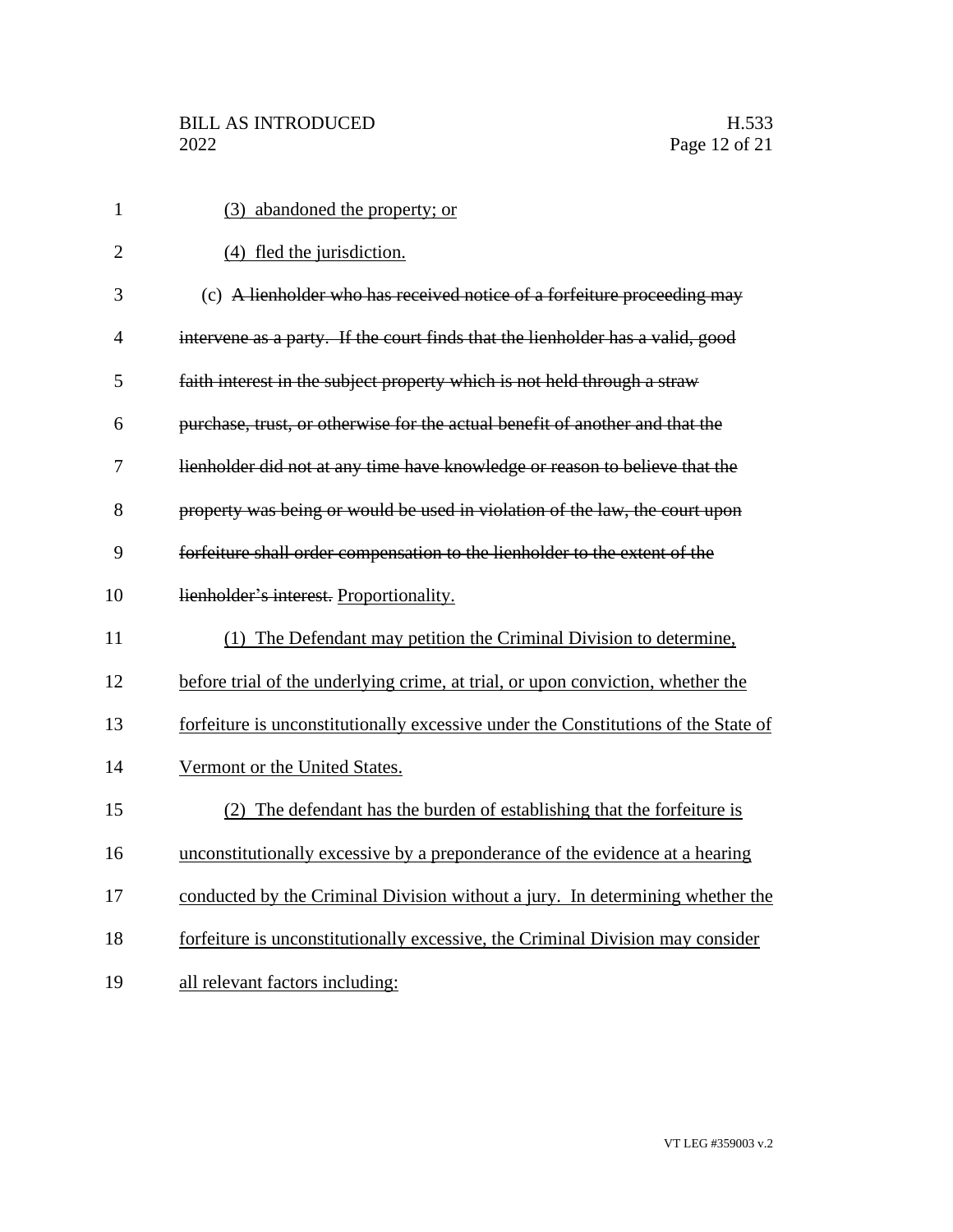(3) abandoned the property; or

(4) fled the jurisdiction.

(c) ~~A lienholder who has received notice of a forfeiture proceeding may intervene as a party. If the court finds that the lienholder has a valid, good faith interest in the subject property which is not held through a straw purchase, trust, or otherwise for the actual benefit of another and that the lienholder did not at any time have knowledge or reason to believe that the property was being or would be used in violation of the law, the court upon forfeiture shall order compensation to the lienholder to the extent of the lienholder's interest.~~ <u>Proportionality.</u>

<u>(1) The Defendant may petition the Criminal Division to determine, before trial of the underlying crime, at trial, or upon conviction, whether the forfeiture is unconstitutionally excessive under the Constitutions of the State of Vermont or the United States.</u>

<u>(2) The defendant has the burden of establishing that the forfeiture is unconstitutionally excessive by a preponderance of the evidence at a hearing conducted by the Criminal Division without a jury. In determining whether the forfeiture is unconstitutionally excessive, the Criminal Division may consider all relevant factors including:</u>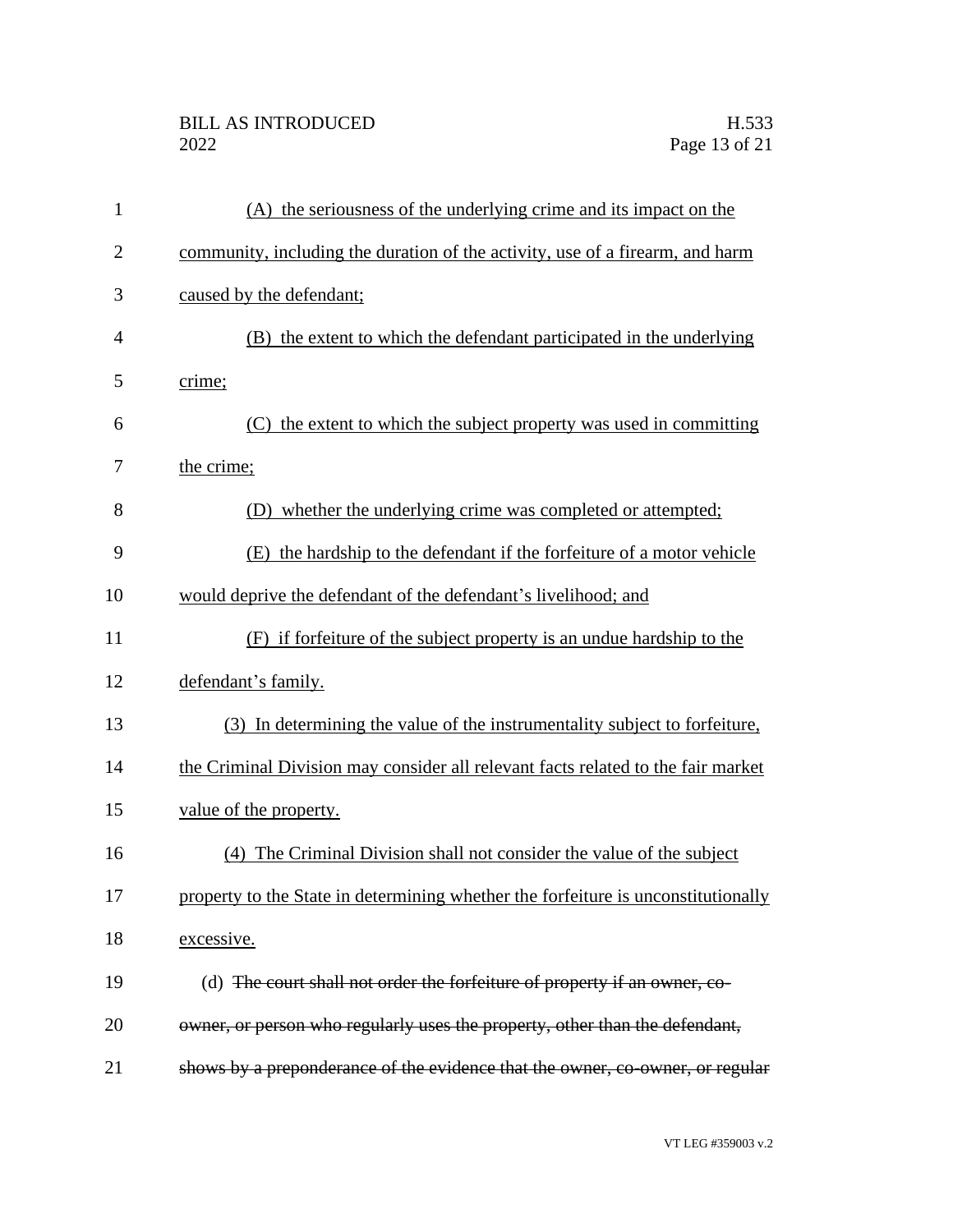(A) the seriousness of the underlying crime and its impact on the community, including the duration of the activity, use of a firearm, and harm caused by the defendant;

(B) the extent to which the defendant participated in the underlying crime;

(C) the extent to which the subject property was used in committing the crime;

(D) whether the underlying crime was completed or attempted;

(E) the hardship to the defendant if the forfeiture of a motor vehicle would deprive the defendant of the defendant's livelihood; and

(F) if forfeiture of the subject property is an undue hardship to the defendant's family.

(3) In determining the value of the instrumentality subject to forfeiture, the Criminal Division may consider all relevant facts related to the fair market value of the property.

(4) The Criminal Division shall not consider the value of the subject property to the State in determining whether the forfeiture is unconstitutionally excessive.

(d) ~~The court shall not order the forfeiture of property if an owner, co-owner, or person who regularly uses the property, other than the defendant, shows by a preponderance of the evidence that the owner, co-owner, or regular~~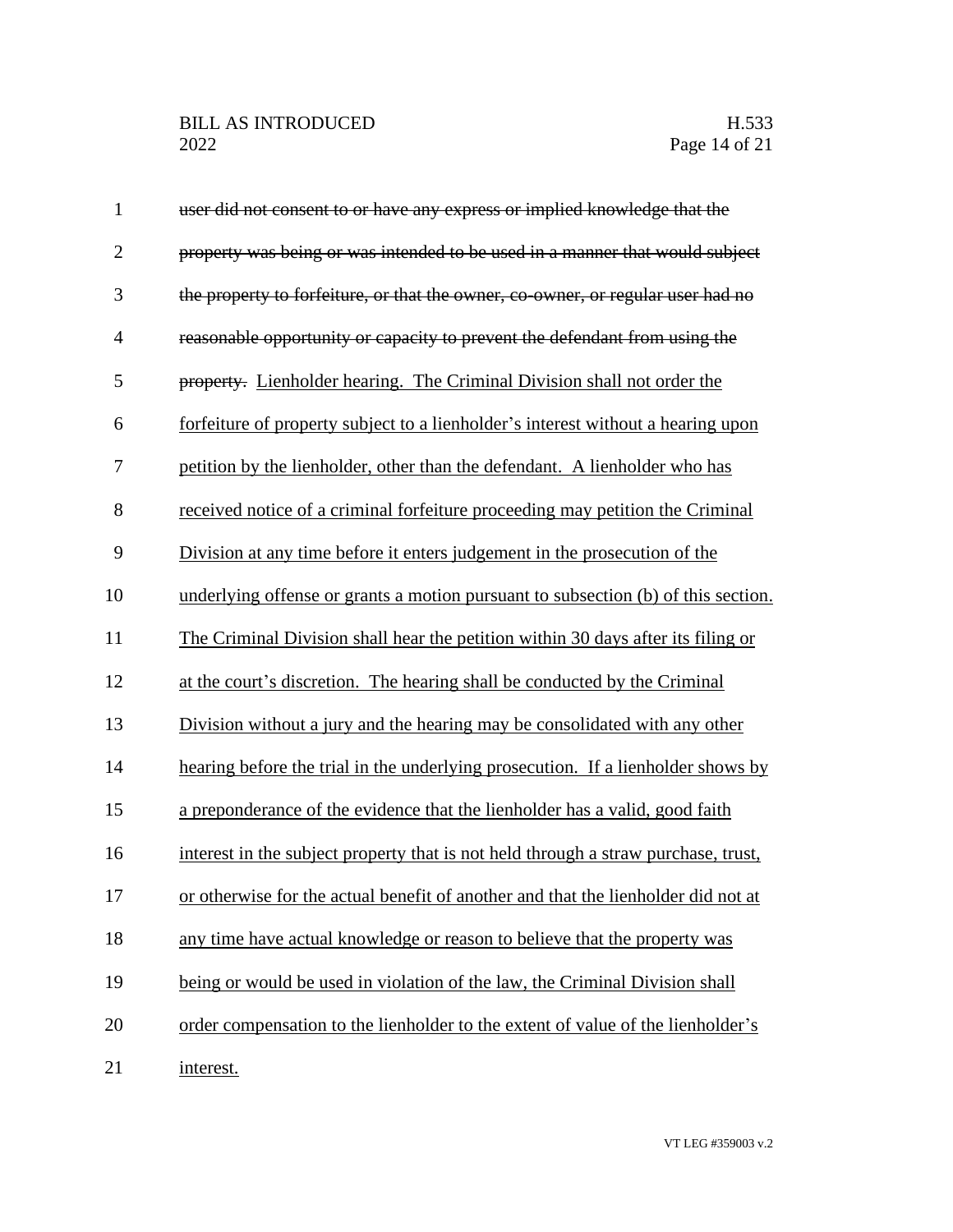~~user did not consent to or have any express or implied knowledge that the property was being or was intended to be used in a manner that would subject the property to forfeiture, or that the owner, co-owner, or regular user had no reasonable opportunity or capacity to prevent the defendant from using the property.~~ <u>Lienholder hearing. The Criminal Division shall not order the forfeiture of property subject to a lienholder's interest without a hearing upon petition by the lienholder, other than the defendant. A lienholder who has received notice of a criminal forfeiture proceeding may petition the Criminal Division at any time before it enters judgement in the prosecution of the underlying offense or grants a motion pursuant to subsection (b) of this section. The Criminal Division shall hear the petition within 30 days after its filing or at the court's discretion. The hearing shall be conducted by the Criminal Division without a jury and the hearing may be consolidated with any other hearing before the trial in the underlying prosecution. If a lienholder shows by a preponderance of the evidence that the lienholder has a valid, good faith interest in the subject property that is not held through a straw purchase, trust, or otherwise for the actual benefit of another and that the lienholder did not at any time have actual knowledge or reason to believe that the property was being or would be used in violation of the law, the Criminal Division shall order compensation to the lienholder to the extent of value of the lienholder's interest.</u>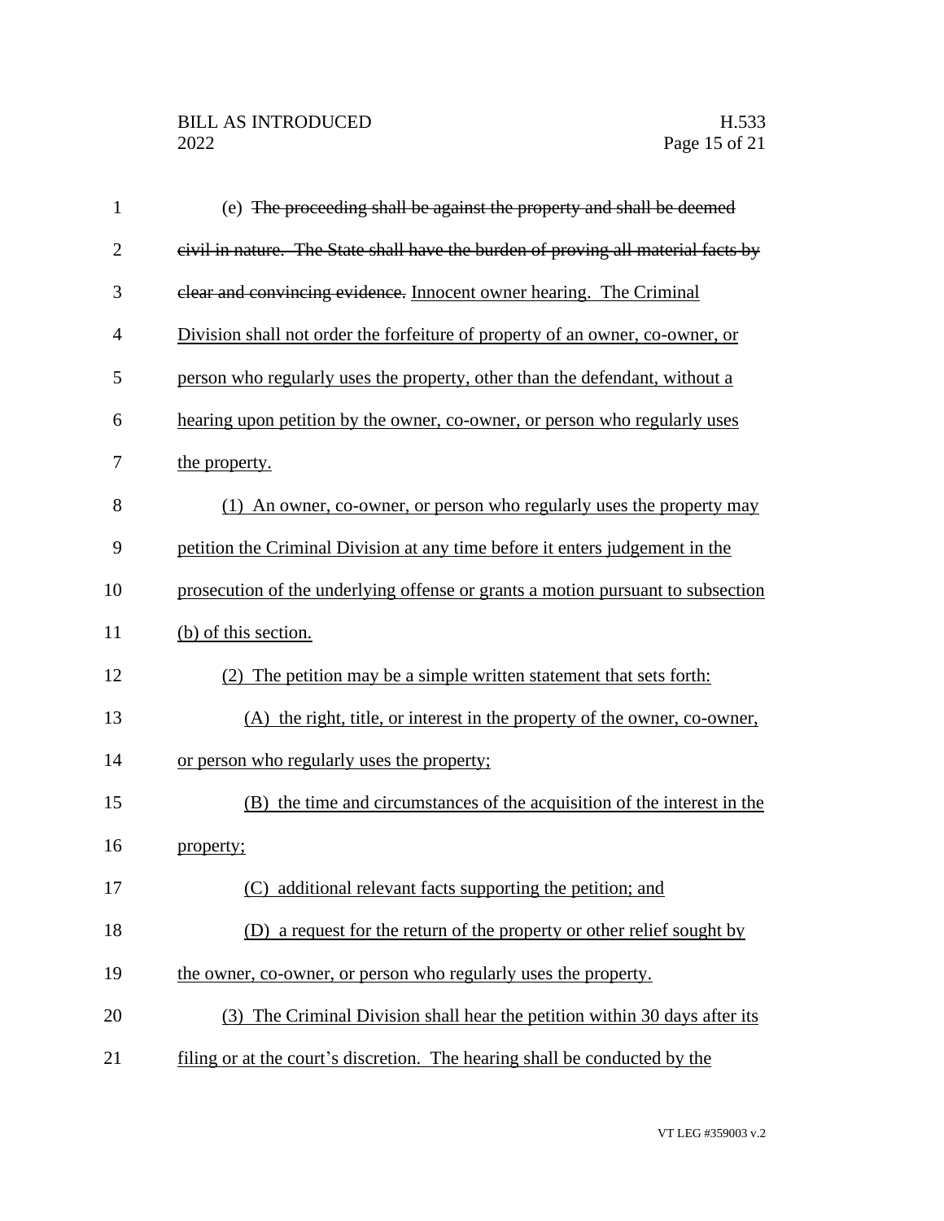(e) ~~The proceeding shall be against the property and shall be deemed civil in nature. The State shall have the burden of proving all material facts by clear and convincing evidence.~~ <u>Innocent owner hearing. The Criminal Division shall not order the forfeiture of property of an owner, co-owner, or person who regularly uses the property, other than the defendant, without a hearing upon petition by the owner, co-owner, or person who regularly uses the property.</u>

<u>(1) An owner, co-owner, or person who regularly uses the property may petition the Criminal Division at any time before it enters judgement in the prosecution of the underlying offense or grants a motion pursuant to subsection (b) of this section.</u>

<u>(2) The petition may be a simple written statement that sets forth:</u>

<u>(A) the right, title, or interest in the property of the owner, co-owner, or person who regularly uses the property;</u>

<u>(B) the time and circumstances of the acquisition of the interest in the property;</u>

<u>(C) additional relevant facts supporting the petition; and</u>

<u>(D) a request for the return of the property or other relief sought by the owner, co-owner, or person who regularly uses the property.</u>

<u>(3) The Criminal Division shall hear the petition within 30 days after its filing or at the court's discretion. The hearing shall be conducted by the</u>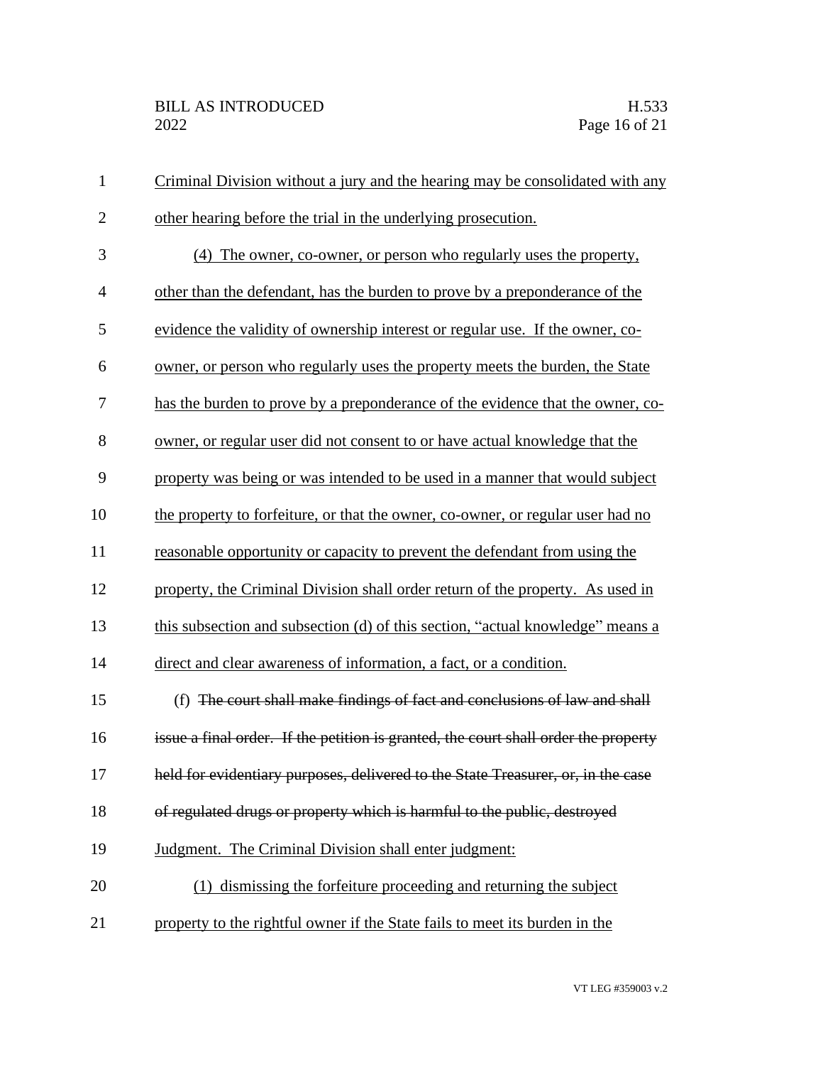Criminal Division without a jury and the hearing may be consolidated with any other hearing before the trial in the underlying prosecution.

(4) The owner, co-owner, or person who regularly uses the property, other than the defendant, has the burden to prove by a preponderance of the evidence the validity of ownership interest or regular use. If the owner, co-owner, or person who regularly uses the property meets the burden, the State has the burden to prove by a preponderance of the evidence that the owner, co-owner, or regular user did not consent to or have actual knowledge that the property was being or was intended to be used in a manner that would subject the property to forfeiture, or that the owner, co-owner, or regular user had no reasonable opportunity or capacity to prevent the defendant from using the property, the Criminal Division shall order return of the property. As used in this subsection and subsection (d) of this section, "actual knowledge" means a direct and clear awareness of information, a fact, or a condition.

(f) ~~The court shall make findings of fact and conclusions of law and shall issue a final order. If the petition is granted, the court shall order the property held for evidentiary purposes, delivered to the State Treasurer, or, in the case of regulated drugs or property which is harmful to the public, destroyed~~ Judgment. The Criminal Division shall enter judgment:

(1) dismissing the forfeiture proceeding and returning the subject property to the rightful owner if the State fails to meet its burden in the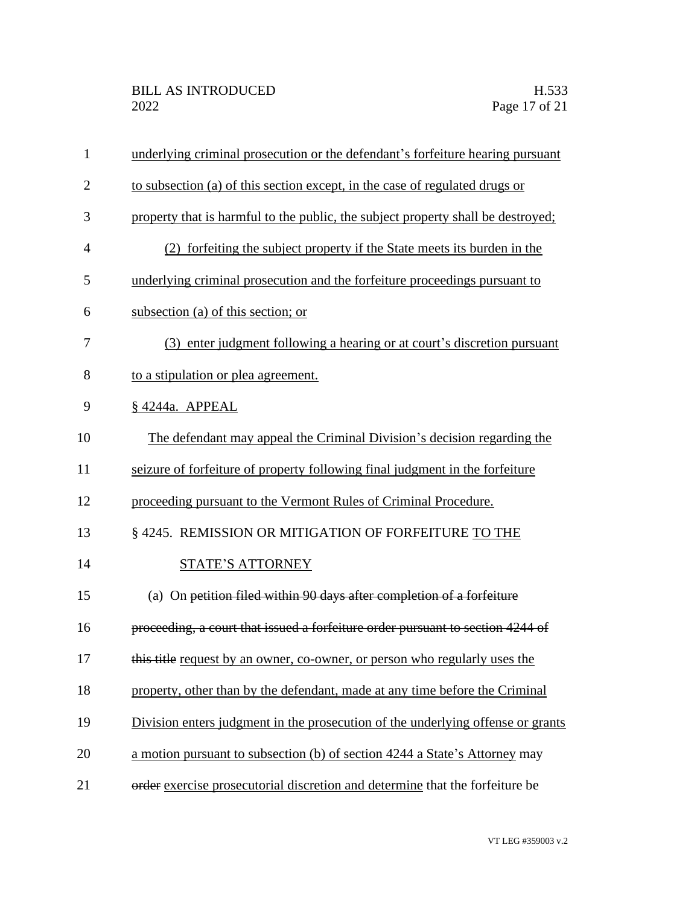underlying criminal prosecution or the defendant's forfeiture hearing pursuant to subsection (a) of this section except, in the case of regulated drugs or property that is harmful to the public, the subject property shall be destroyed;

(2) forfeiting the subject property if the State meets its burden in the underlying criminal prosecution and the forfeiture proceedings pursuant to subsection (a) of this section; or

(3) enter judgment following a hearing or at court's discretion pursuant to a stipulation or plea agreement.

§ 4244a. APPEAL

The defendant may appeal the Criminal Division's decision regarding the seizure of forfeiture of property following final judgment in the forfeiture proceeding pursuant to the Vermont Rules of Criminal Procedure.

§ 4245. REMISSION OR MITIGATION OF FORFEITURE TO THE STATE'S ATTORNEY

(a) On ~~petition filed within 90 days after completion of a forfeiture proceeding, a court that issued a forfeiture order pursuant to section 4244 of this title~~ request by an owner, co-owner, or person who regularly uses the property, other than by the defendant, made at any time before the Criminal Division enters judgment in the prosecution of the underlying offense or grants a motion pursuant to subsection (b) of section 4244 a State's Attorney may ~~order~~ exercise prosecutorial discretion and determine that the forfeiture be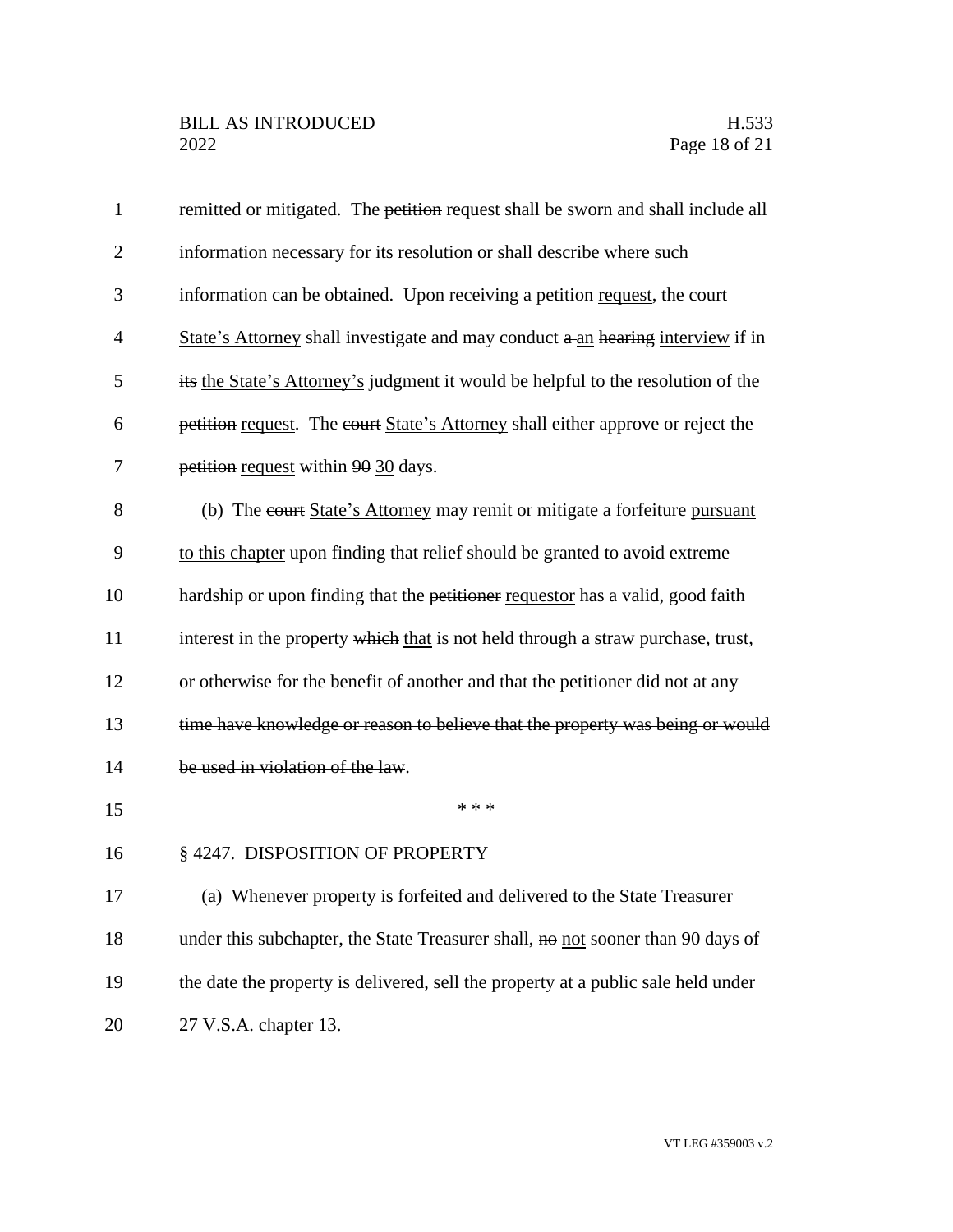remitted or mitigated. The ~~petition~~ <u>request</u> shall be sworn and shall include all information necessary for its resolution or shall describe where such information can be obtained. Upon receiving a ~~petition~~ <u>request</u>, the ~~court~~ <u>State's Attorney</u> shall investigate and may conduct ~~a~~ <u>an</u> ~~hearing~~ <u>interview</u> if in ~~its~~ <u>the State's Attorney's</u> judgment it would be helpful to the resolution of the ~~petition~~ <u>request</u>. The ~~court~~ <u>State's Attorney</u> shall either approve or reject the ~~petition~~ <u>request</u> within ~~90~~ <u>30</u> days.

(b) The ~~court~~ <u>State's Attorney</u> may remit or mitigate a forfeiture <u>pursuant to this chapter</u> upon finding that relief should be granted to avoid extreme hardship or upon finding that the ~~petitioner~~ <u>requestor</u> has a valid, good faith interest in the property ~~which~~ <u>that</u> is not held through a straw purchase, trust, or otherwise for the benefit of another ~~and that the petitioner did not at any time have knowledge or reason to believe that the property was being or would be used in violation of the law~~.

\* \* \*

§ 4247. DISPOSITION OF PROPERTY

(a) Whenever property is forfeited and delivered to the State Treasurer under this subchapter, the State Treasurer shall, ~~no~~ <u>not</u> sooner than 90 days of the date the property is delivered, sell the property at a public sale held under 27 V.S.A. chapter 13.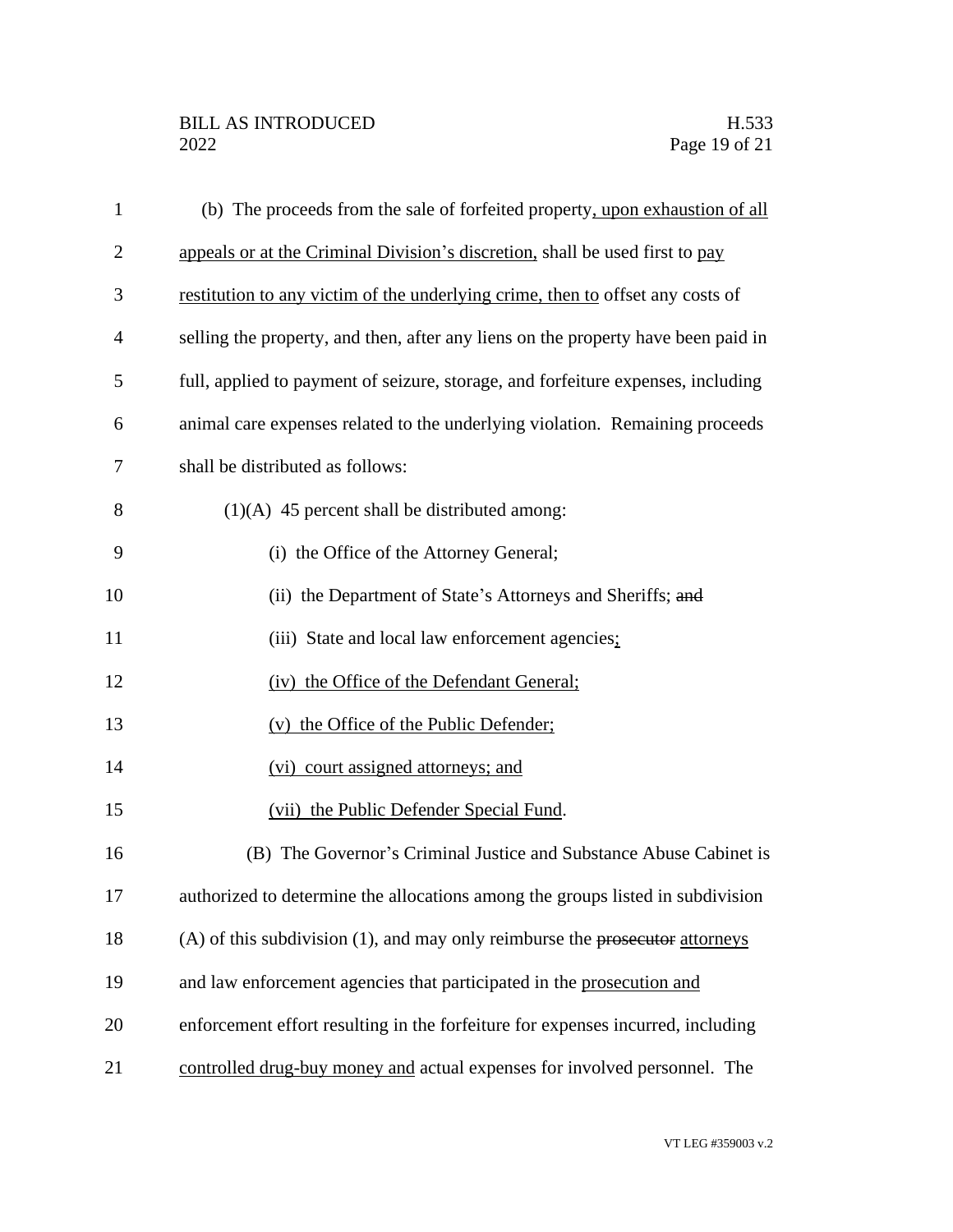(b) The proceeds from the sale of forfeited property, upon exhaustion of all appeals or at the Criminal Division's discretion, shall be used first to pay restitution to any victim of the underlying crime, then to offset any costs of selling the property, and then, after any liens on the property have been paid in full, applied to payment of seizure, storage, and forfeiture expenses, including animal care expenses related to the underlying violation. Remaining proceeds shall be distributed as follows:

(1)(A) 45 percent shall be distributed among:

(i) the Office of the Attorney General;

(ii) the Department of State's Attorneys and Sheriffs; ~~and~~

(iii) State and local law enforcement agencies;

(iv) the Office of the Defendant General;

(v) the Office of the Public Defender;

(vi) court assigned attorneys; and

(vii) the Public Defender Special Fund.

(B) The Governor's Criminal Justice and Substance Abuse Cabinet is authorized to determine the allocations among the groups listed in subdivision (A) of this subdivision (1), and may only reimburse the ~~prosecutor~~ attorneys and law enforcement agencies that participated in the prosecution and enforcement effort resulting in the forfeiture for expenses incurred, including controlled drug-buy money and actual expenses for involved personnel. The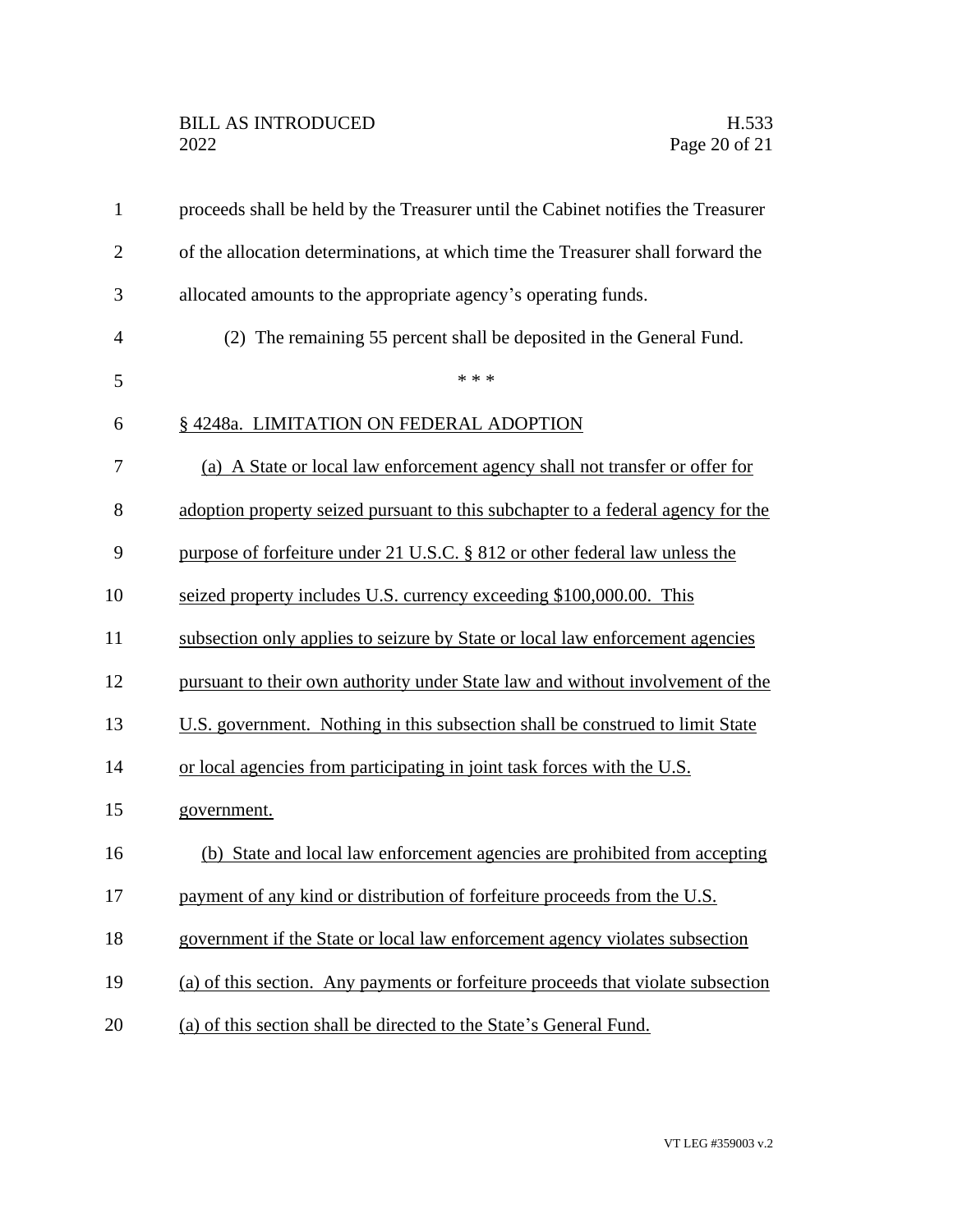proceeds shall be held by the Treasurer until the Cabinet notifies the Treasurer of the allocation determinations, at which time the Treasurer shall forward the allocated amounts to the appropriate agency's operating funds.

(2) The remaining 55 percent shall be deposited in the General Fund.

\* \* \*

§ 4248a. LIMITATION ON FEDERAL ADOPTION

(a) A State or local law enforcement agency shall not transfer or offer for adoption property seized pursuant to this subchapter to a federal agency for the purpose of forfeiture under 21 U.S.C. § 812 or other federal law unless the seized property includes U.S. currency exceeding $100,000.00. This subsection only applies to seizure by State or local law enforcement agencies pursuant to their own authority under State law and without involvement of the U.S. government. Nothing in this subsection shall be construed to limit State or local agencies from participating in joint task forces with the U.S. government.

(b) State and local law enforcement agencies are prohibited from accepting payment of any kind or distribution of forfeiture proceeds from the U.S. government if the State or local law enforcement agency violates subsection (a) of this section. Any payments or forfeiture proceeds that violate subsection (a) of this section shall be directed to the State's General Fund.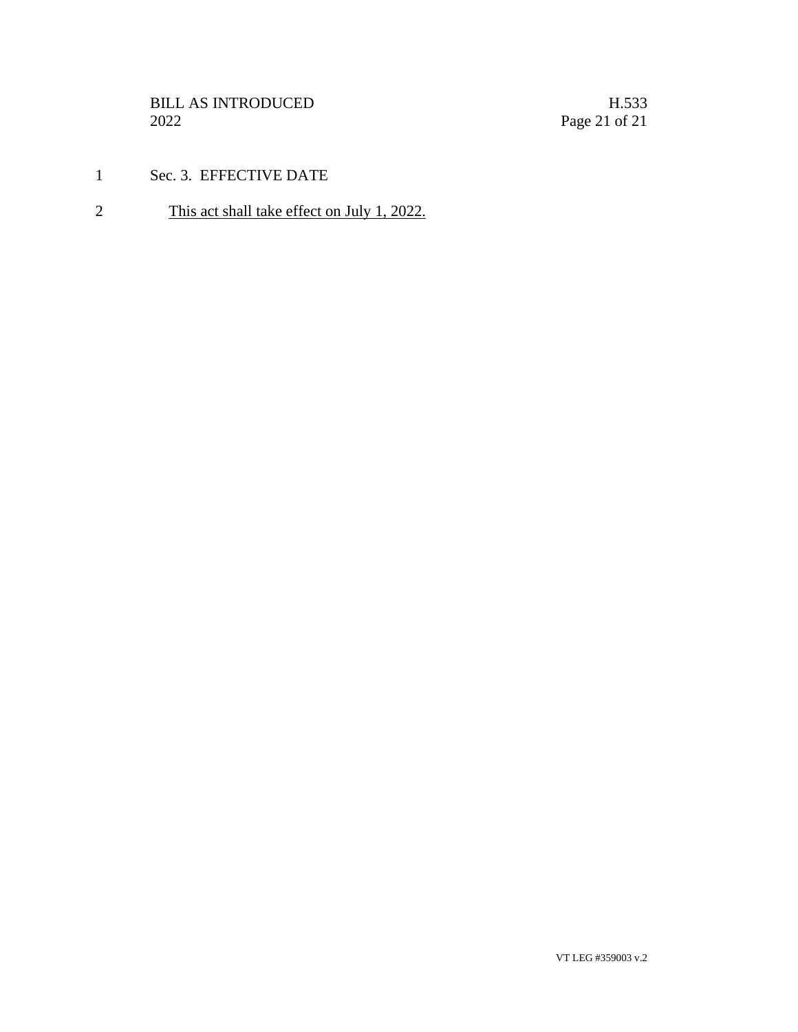Sec. 3. EFFECTIVE DATE

This act shall take effect on July 1, 2022.